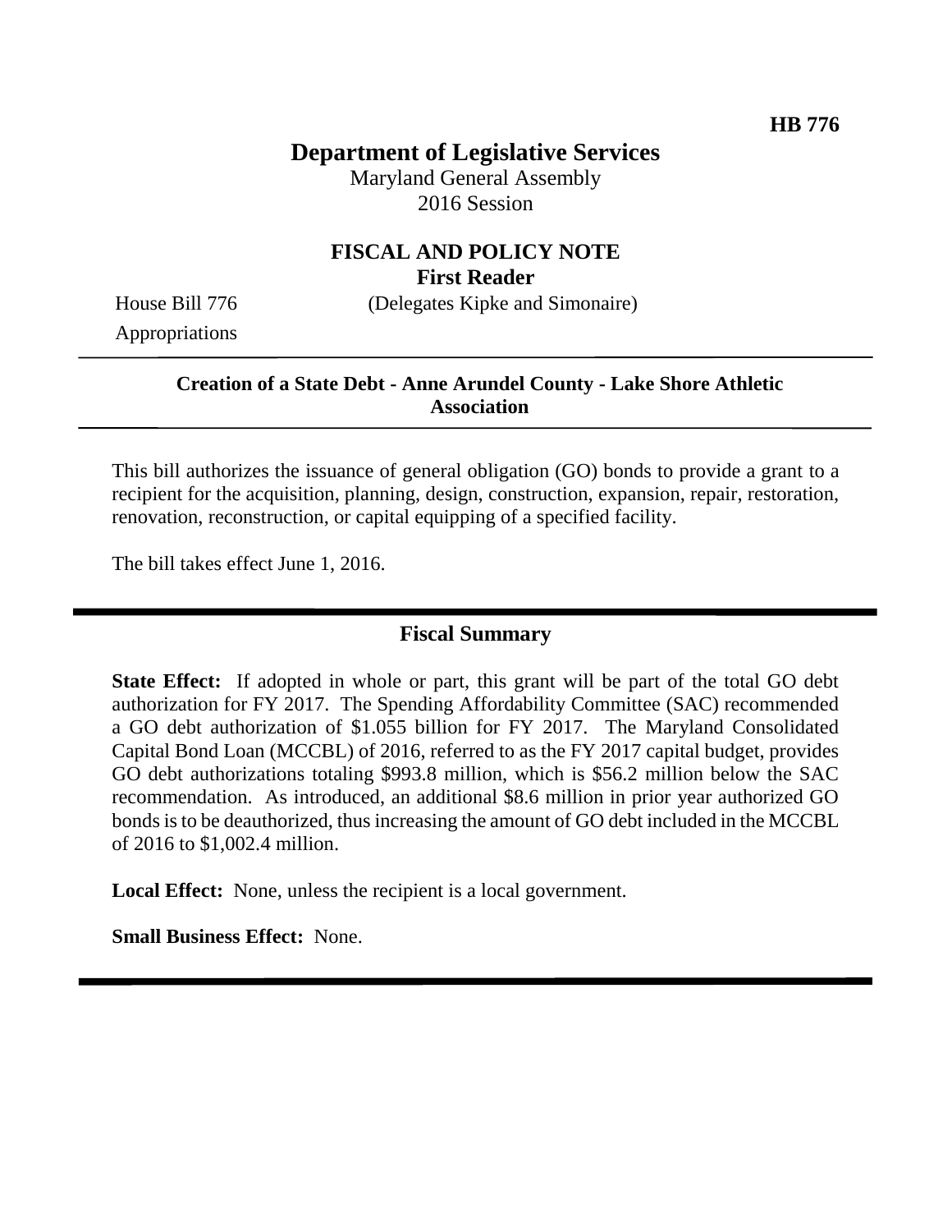HB 776

# Department of Legislative Services

Maryland General Assembly
2016 Session

## FISCAL AND POLICY NOTE
**First Reader**

House Bill 776 (Delegates Kipke and Simonaire)
Appropriations

---

**Creation of a State Debt - Anne Arundel County - Lake Shore Athletic Association**

---

This bill authorizes the issuance of general obligation (GO) bonds to provide a grant to a recipient for the acquisition, planning, design, construction, expansion, repair, restoration, renovation, reconstruction, or capital equipping of a specified facility.

The bill takes effect June 1, 2016.

---

## Fiscal Summary

**State Effect:** If adopted in whole or part, this grant will be part of the total GO debt authorization for FY 2017. The Spending Affordability Committee (SAC) recommended a GO debt authorization of $1.055 billion for FY 2017. The Maryland Consolidated Capital Bond Loan (MCCBL) of 2016, referred to as the FY 2017 capital budget, provides GO debt authorizations totaling $993.8 million, which is $56.2 million below the SAC recommendation. As introduced, an additional $8.6 million in prior year authorized GO bonds is to be deauthorized, thus increasing the amount of GO debt included in the MCCBL of 2016 to $1,002.4 million.

**Local Effect:** None, unless the recipient is a local government.

**Small Business Effect:** None.

---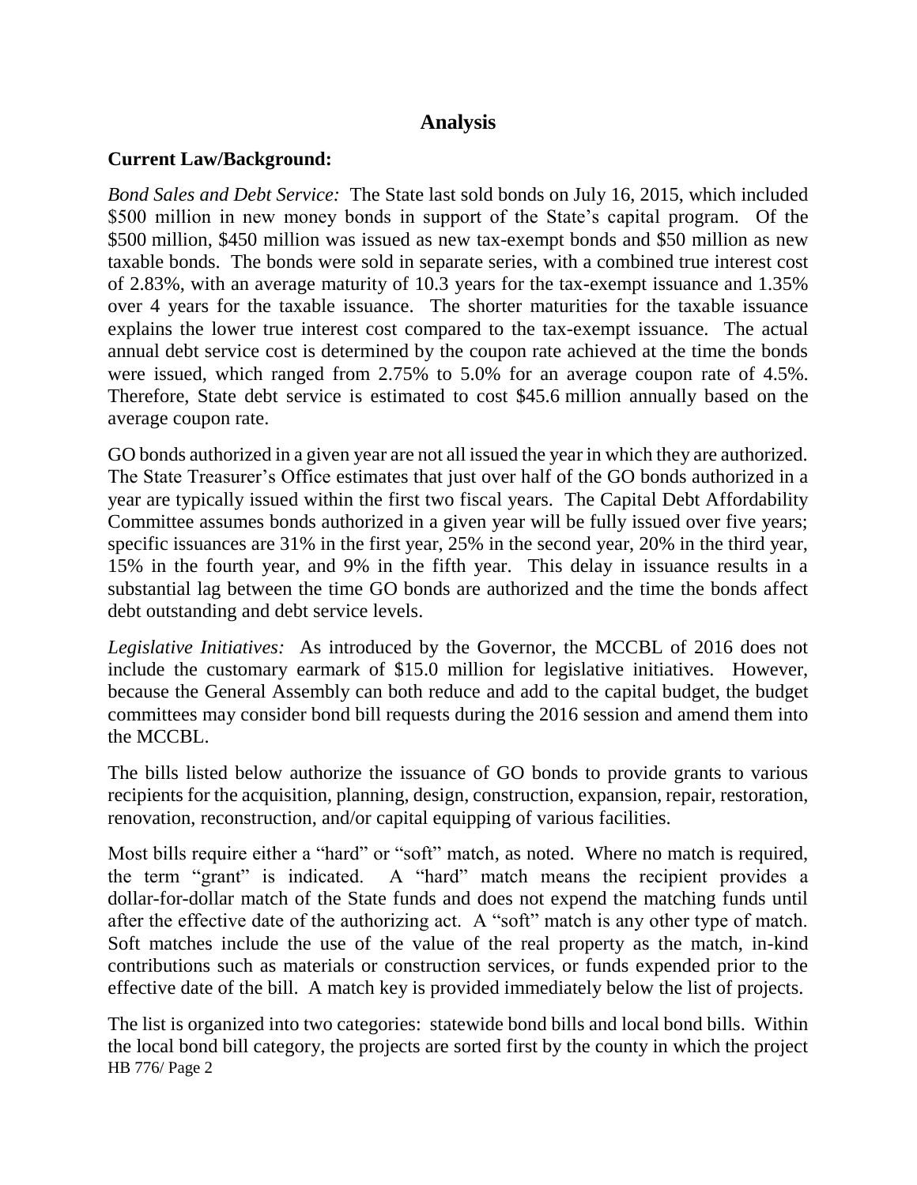## Analysis

### Current Law/Background:

*Bond Sales and Debt Service:* The State last sold bonds on July 16, 2015, which included \$500 million in new money bonds in support of the State's capital program. Of the \$500 million, \$450 million was issued as new tax-exempt bonds and \$50 million as new taxable bonds. The bonds were sold in separate series, with a combined true interest cost of 2.83%, with an average maturity of 10.3 years for the tax-exempt issuance and 1.35% over 4 years for the taxable issuance. The shorter maturities for the taxable issuance explains the lower true interest cost compared to the tax-exempt issuance. The actual annual debt service cost is determined by the coupon rate achieved at the time the bonds were issued, which ranged from 2.75% to 5.0% for an average coupon rate of 4.5%. Therefore, State debt service is estimated to cost \$45.6 million annually based on the average coupon rate.

GO bonds authorized in a given year are not all issued the year in which they are authorized. The State Treasurer's Office estimates that just over half of the GO bonds authorized in a year are typically issued within the first two fiscal years. The Capital Debt Affordability Committee assumes bonds authorized in a given year will be fully issued over five years; specific issuances are 31% in the first year, 25% in the second year, 20% in the third year, 15% in the fourth year, and 9% in the fifth year. This delay in issuance results in a substantial lag between the time GO bonds are authorized and the time the bonds affect debt outstanding and debt service levels.

*Legislative Initiatives:* As introduced by the Governor, the MCCBL of 2016 does not include the customary earmark of \$15.0 million for legislative initiatives. However, because the General Assembly can both reduce and add to the capital budget, the budget committees may consider bond bill requests during the 2016 session and amend them into the MCCBL.

The bills listed below authorize the issuance of GO bonds to provide grants to various recipients for the acquisition, planning, design, construction, expansion, repair, restoration, renovation, reconstruction, and/or capital equipping of various facilities.

Most bills require either a "hard" or "soft" match, as noted. Where no match is required, the term "grant" is indicated. A "hard" match means the recipient provides a dollar-for-dollar match of the State funds and does not expend the matching funds until after the effective date of the authorizing act. A "soft" match is any other type of match. Soft matches include the use of the value of the real property as the match, in-kind contributions such as materials or construction services, or funds expended prior to the effective date of the bill. A match key is provided immediately below the list of projects.

The list is organized into two categories: statewide bond bills and local bond bills. Within the local bond bill category, the projects are sorted first by the county in which the project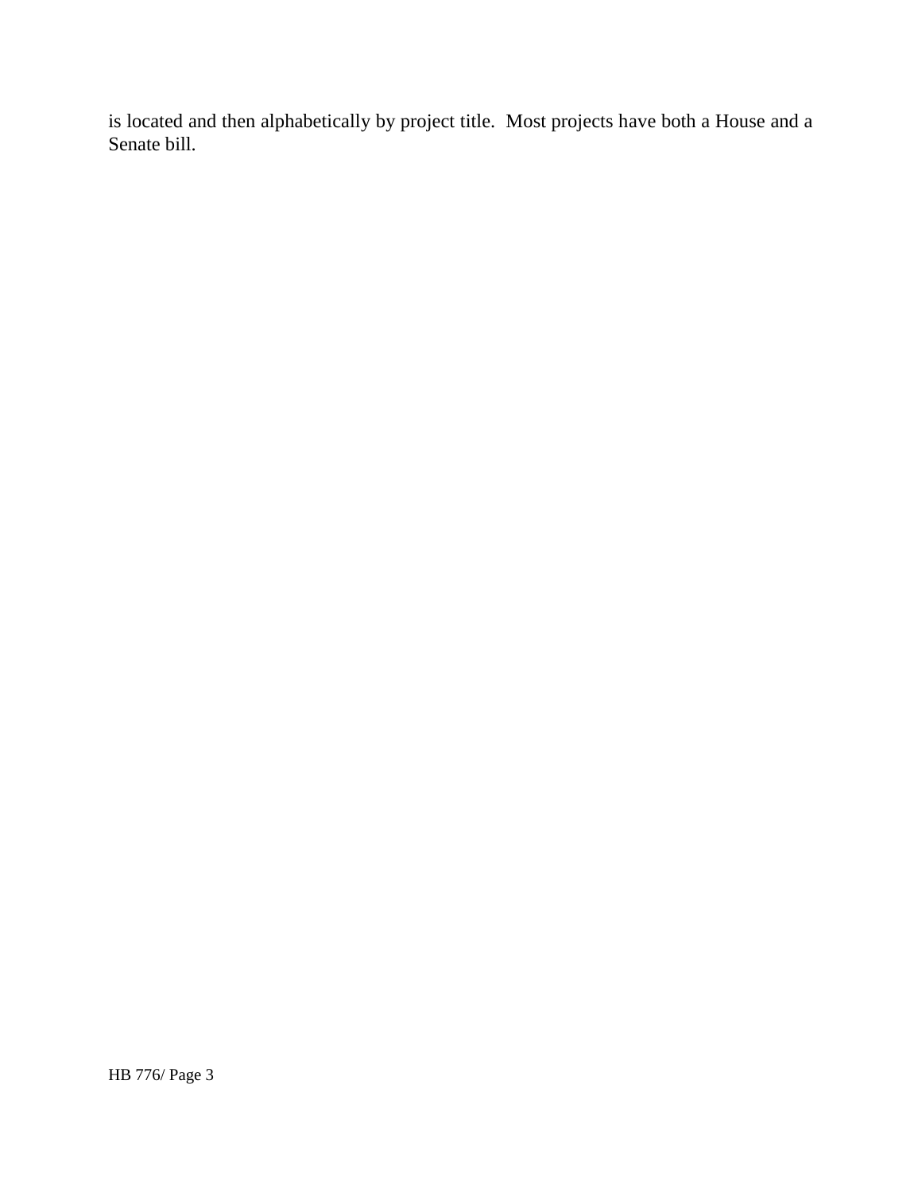is located and then alphabetically by project title. Most projects have both a House and a Senate bill.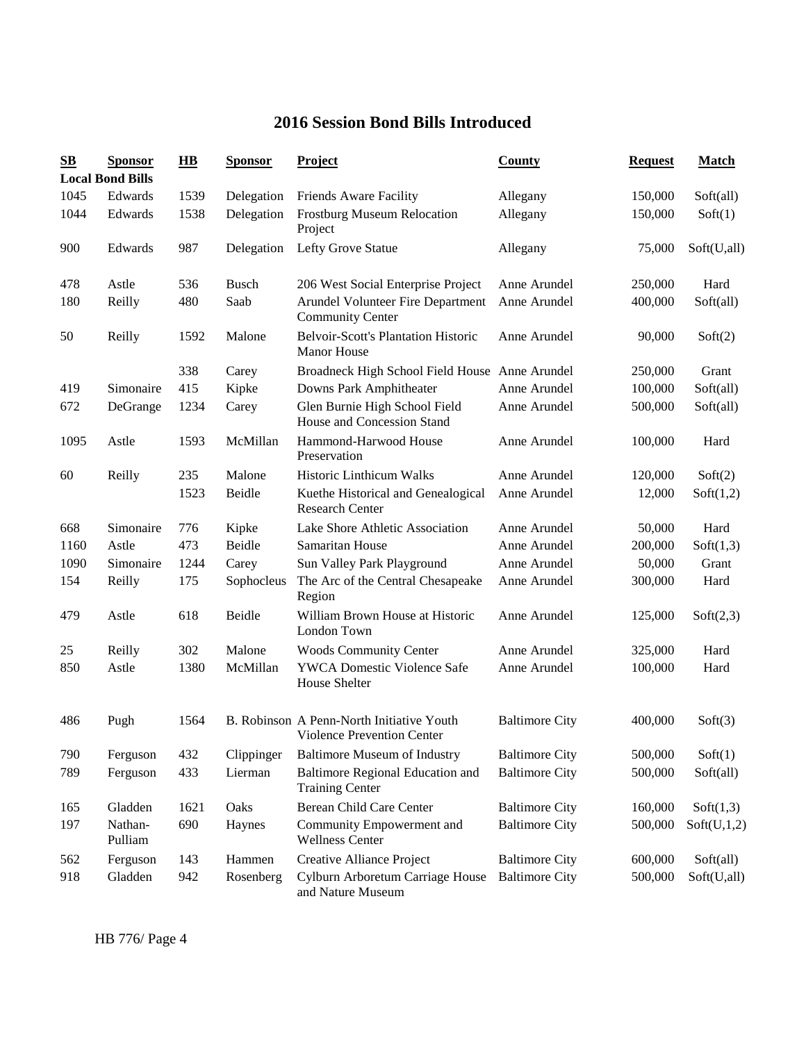# 2016 Session Bond Bills Introduced

| SB | Sponsor | HB | Sponsor | Project | County | Request | Match |
|---|---|---|---|---|---|---|---|
| **Local Bond Bills** | | | | | | | |
| 1045 | Edwards | 1539 | Delegation | Friends Aware Facility | Allegany | 150,000 | Soft(all) |
| 1044 | Edwards | 1538 | Delegation | Frostburg Museum Relocation Project | Allegany | 150,000 | Soft(1) |
| 900 | Edwards | 987 | Delegation | Lefty Grove Statue | Allegany | 75,000 | Soft(U,all) |
| 478 | Astle | 536 | Busch | 206 West Social Enterprise Project | Anne Arundel | 250,000 | Hard |
| 180 | Reilly | 480 | Saab | Arundel Volunteer Fire Department Community Center | Anne Arundel | 400,000 | Soft(all) |
| 50 | Reilly | 1592 | Malone | Belvoir-Scott's Plantation Historic Manor House | Anne Arundel | 90,000 | Soft(2) |
| | | 338 | Carey | Broadneck High School Field House | Anne Arundel | 250,000 | Grant |
| 419 | Simonaire | 415 | Kipke | Downs Park Amphitheater | Anne Arundel | 100,000 | Soft(all) |
| 672 | DeGrange | 1234 | Carey | Glen Burnie High School Field House and Concession Stand | Anne Arundel | 500,000 | Soft(all) |
| 1095 | Astle | 1593 | McMillan | Hammond-Harwood House Preservation | Anne Arundel | 100,000 | Hard |
| 60 | Reilly | 235 | Malone | Historic Linthicum Walks | Anne Arundel | 120,000 | Soft(2) |
| | | 1523 | Beidle | Kuethe Historical and Genealogical Research Center | Anne Arundel | 12,000 | Soft(1,2) |
| 668 | Simonaire | 776 | Kipke | Lake Shore Athletic Association | Anne Arundel | 50,000 | Hard |
| 1160 | Astle | 473 | Beidle | Samaritan House | Anne Arundel | 200,000 | Soft(1,3) |
| 1090 | Simonaire | 1244 | Carey | Sun Valley Park Playground | Anne Arundel | 50,000 | Grant |
| 154 | Reilly | 175 | Sophocleus | The Arc of the Central Chesapeake Region | Anne Arundel | 300,000 | Hard |
| 479 | Astle | 618 | Beidle | William Brown House at Historic London Town | Anne Arundel | 125,000 | Soft(2,3) |
| 25 | Reilly | 302 | Malone | Woods Community Center | Anne Arundel | 325,000 | Hard |
| 850 | Astle | 1380 | McMillan | YWCA Domestic Violence Safe House Shelter | Anne Arundel | 100,000 | Hard |
| 486 | Pugh | 1564 | B. Robinson | A Penn-North Initiative Youth Violence Prevention Center | Baltimore City | 400,000 | Soft(3) |
| 790 | Ferguson | 432 | Clippinger | Baltimore Museum of Industry | Baltimore City | 500,000 | Soft(1) |
| 789 | Ferguson | 433 | Lierman | Baltimore Regional Education and Training Center | Baltimore City | 500,000 | Soft(all) |
| 165 | Gladden | 1621 | Oaks | Berean Child Care Center | Baltimore City | 160,000 | Soft(1,3) |
| 197 | Nathan-Pulliam | 690 | Haynes | Community Empowerment and Wellness Center | Baltimore City | 500,000 | Soft(U,1,2) |
| 562 | Ferguson | 143 | Hammen | Creative Alliance Project | Baltimore City | 600,000 | Soft(all) |
| 918 | Gladden | 942 | Rosenberg | Cylburn Arboretum Carriage House and Nature Museum | Baltimore City | 500,000 | Soft(U,all) |

HB 776/ Page 4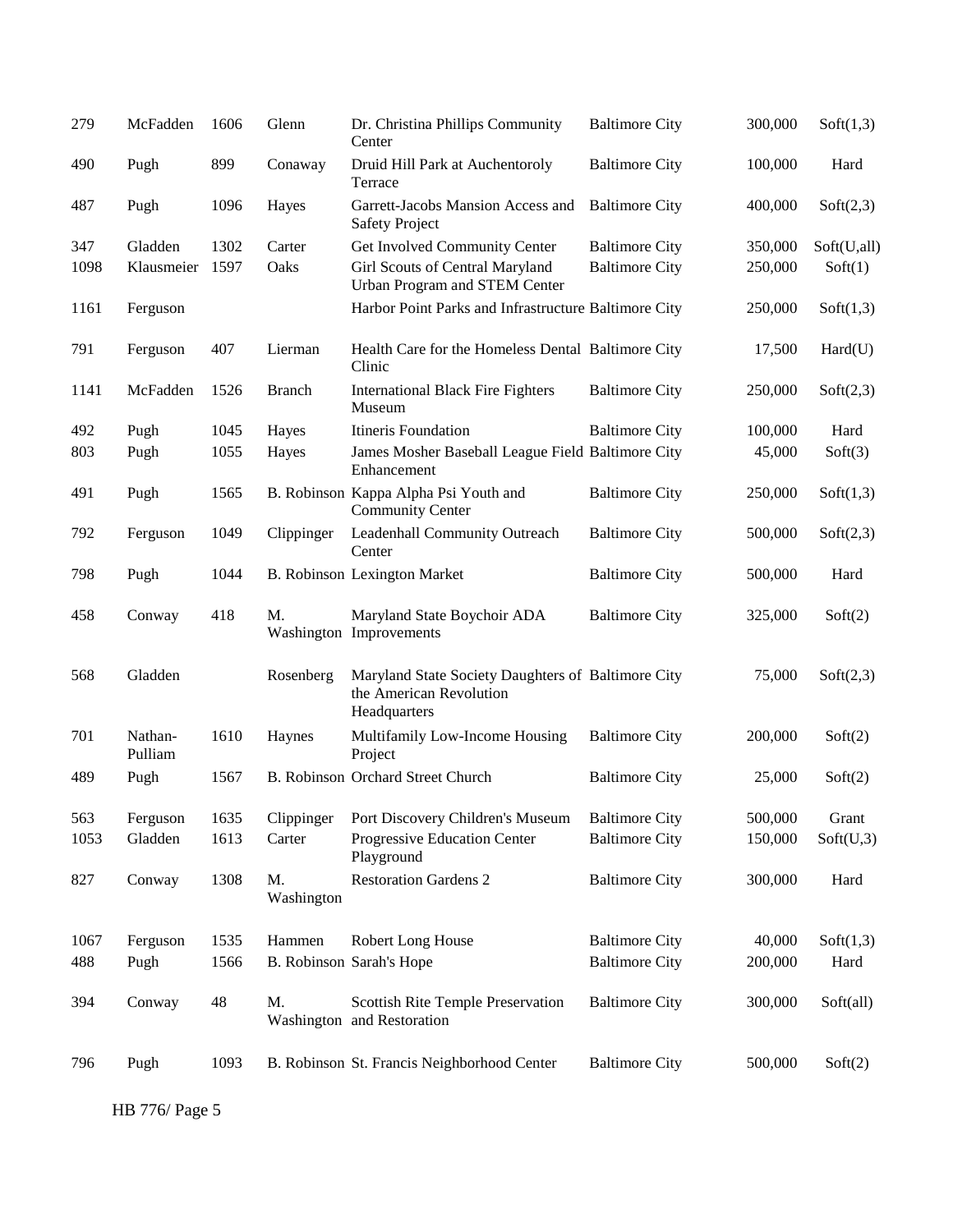| | | | | | | | |
|---|---|---|---|---|---|---|---|
| 279 | McFadden | 1606 | Glenn | Dr. Christina Phillips Community Center | Baltimore City | 300,000 | Soft(1,3) |
| 490 | Pugh | 899 | Conaway | Druid Hill Park at Auchentoroly Terrace | Baltimore City | 100,000 | Hard |
| 487 | Pugh | 1096 | Hayes | Garrett-Jacobs Mansion Access and Safety Project | Baltimore City | 400,000 | Soft(2,3) |
| 347 | Gladden | 1302 | Carter | Get Involved Community Center | Baltimore City | 350,000 | Soft(U,all) |
| 1098 | Klausmeier | 1597 | Oaks | Girl Scouts of Central Maryland Urban Program and STEM Center | Baltimore City | 250,000 | Soft(1) |
| 1161 | Ferguson | | | Harbor Point Parks and Infrastructure | Baltimore City | 250,000 | Soft(1,3) |
| 791 | Ferguson | 407 | Lierman | Health Care for the Homeless Dental Clinic | Baltimore City | 17,500 | Hard(U) |
| 1141 | McFadden | 1526 | Branch | International Black Fire Fighters Museum | Baltimore City | 250,000 | Soft(2,3) |
| 492 | Pugh | 1045 | Hayes | Itineris Foundation | Baltimore City | 100,000 | Hard |
| 803 | Pugh | 1055 | Hayes | James Mosher Baseball League Field Enhancement | Baltimore City | 45,000 | Soft(3) |
| 491 | Pugh | 1565 | B. Robinson | Kappa Alpha Psi Youth and Community Center | Baltimore City | 250,000 | Soft(1,3) |
| 792 | Ferguson | 1049 | Clippinger | Leadenhall Community Outreach Center | Baltimore City | 500,000 | Soft(2,3) |
| 798 | Pugh | 1044 | B. Robinson | Lexington Market | Baltimore City | 500,000 | Hard |
| 458 | Conway | 418 | M. Washington | Maryland State Boychoir ADA Improvements | Baltimore City | 325,000 | Soft(2) |
| 568 | Gladden | | Rosenberg | Maryland State Society Daughters of the American Revolution Headquarters | Baltimore City | 75,000 | Soft(2,3) |
| 701 | Nathan-Pulliam | 1610 | Haynes | Multifamily Low-Income Housing Project | Baltimore City | 200,000 | Soft(2) |
| 489 | Pugh | 1567 | B. Robinson | Orchard Street Church | Baltimore City | 25,000 | Soft(2) |
| 563 | Ferguson | 1635 | Clippinger | Port Discovery Children's Museum | Baltimore City | 500,000 | Grant |
| 1053 | Gladden | 1613 | Carter | Progressive Education Center Playground | Baltimore City | 150,000 | Soft(U,3) |
| 827 | Conway | 1308 | M. Washington | Restoration Gardens 2 | Baltimore City | 300,000 | Hard |
| 1067 | Ferguson | 1535 | Hammen | Robert Long House | Baltimore City | 40,000 | Soft(1,3) |
| 488 | Pugh | 1566 | B. Robinson | Sarah's Hope | Baltimore City | 200,000 | Hard |
| 394 | Conway | 48 | M. Washington | Scottish Rite Temple Preservation and Restoration | Baltimore City | 300,000 | Soft(all) |
| 796 | Pugh | 1093 | B. Robinson | St. Francis Neighborhood Center | Baltimore City | 500,000 | Soft(2) |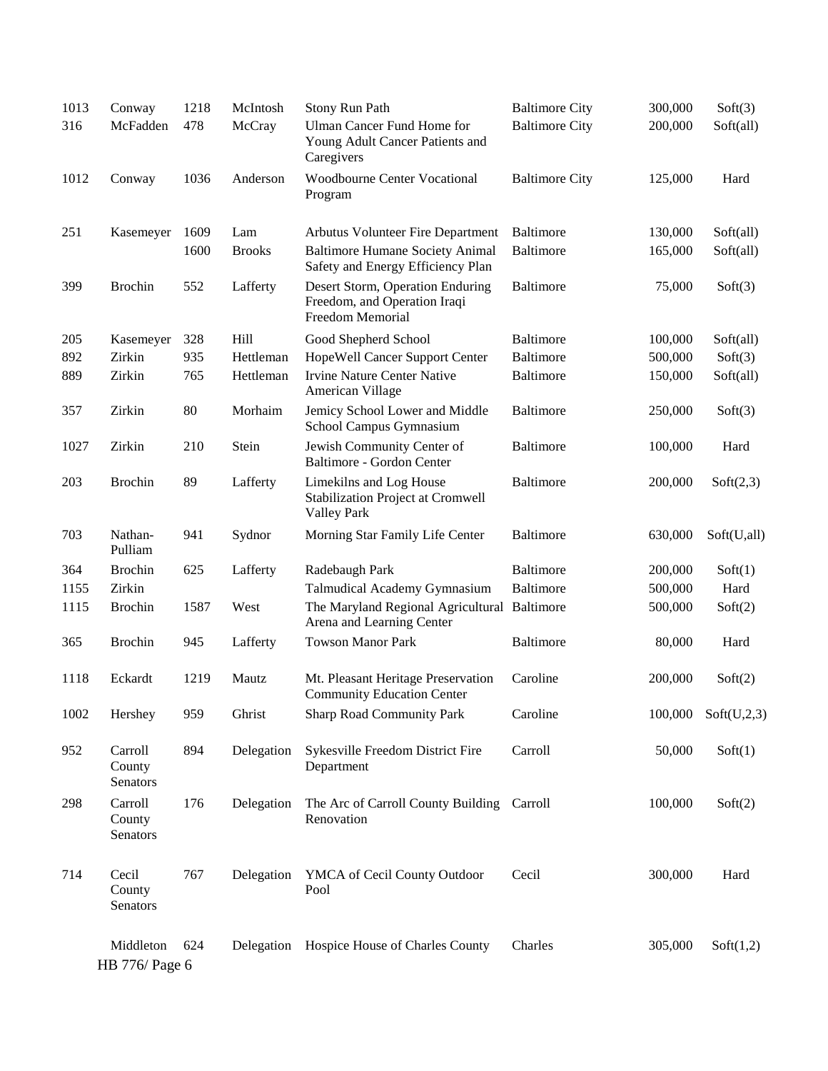| | | | | | | | |
|---|---|---|---|---|---|---|---|
| 1013 | Conway | 1218 | McIntosh | Stony Run Path | Baltimore City | 300,000 | Soft(3) |
| 316 | McFadden | 478 | McCray | Ulman Cancer Fund Home for Young Adult Cancer Patients and Caregivers | Baltimore City | 200,000 | Soft(all) |
| 1012 | Conway | 1036 | Anderson | Woodbourne Center Vocational Program | Baltimore City | 125,000 | Hard |
| 251 | Kasemeyer | 1609 | Lam | Arbutus Volunteer Fire Department | Baltimore | 130,000 | Soft(all) |
| | | 1600 | Brooks | Baltimore Humane Society Animal Safety and Energy Efficiency Plan | Baltimore | 165,000 | Soft(all) |
| 399 | Brochin | 552 | Lafferty | Desert Storm, Operation Enduring Freedom, and Operation Iraqi Freedom Memorial | Baltimore | 75,000 | Soft(3) |
| 205 | Kasemeyer | 328 | Hill | Good Shepherd School | Baltimore | 100,000 | Soft(all) |
| 892 | Zirkin | 935 | Hettleman | HopeWell Cancer Support Center | Baltimore | 500,000 | Soft(3) |
| 889 | Zirkin | 765 | Hettleman | Irvine Nature Center Native American Village | Baltimore | 150,000 | Soft(all) |
| 357 | Zirkin | 80 | Morhaim | Jemicy School Lower and Middle School Campus Gymnasium | Baltimore | 250,000 | Soft(3) |
| 1027 | Zirkin | 210 | Stein | Jewish Community Center of Baltimore - Gordon Center | Baltimore | 100,000 | Hard |
| 203 | Brochin | 89 | Lafferty | Limekilns and Log House Stabilization Project at Cromwell Valley Park | Baltimore | 200,000 | Soft(2,3) |
| 703 | Nathan-Pulliam | 941 | Sydnor | Morning Star Family Life Center | Baltimore | 630,000 | Soft(U,all) |
| 364 | Brochin | 625 | Lafferty | Radebaugh Park | Baltimore | 200,000 | Soft(1) |
| 1155 | Zirkin | | | Talmudical Academy Gymnasium | Baltimore | 500,000 | Hard |
| 1115 | Brochin | 1587 | West | The Maryland Regional Agricultural Arena and Learning Center | Baltimore | 500,000 | Soft(2) |
| 365 | Brochin | 945 | Lafferty | Towson Manor Park | Baltimore | 80,000 | Hard |
| 1118 | Eckardt | 1219 | Mautz | Mt. Pleasant Heritage Preservation Community Education Center | Caroline | 200,000 | Soft(2) |
| 1002 | Hershey | 959 | Ghrist | Sharp Road Community Park | Caroline | 100,000 | Soft(U,2,3) |
| 952 | Carroll County Senators | 894 | Delegation | Sykesville Freedom District Fire Department | Carroll | 50,000 | Soft(1) |
| 298 | Carroll County Senators | 176 | Delegation | The Arc of Carroll County Building Renovation | Carroll | 100,000 | Soft(2) |
| 714 | Cecil County Senators | 767 | Delegation | YMCA of Cecil County Outdoor Pool | Cecil | 300,000 | Hard |
| | Middleton | 624 | Delegation | Hospice House of Charles County | Charles | 305,000 | Soft(1,2) |

HB 776/ Page 6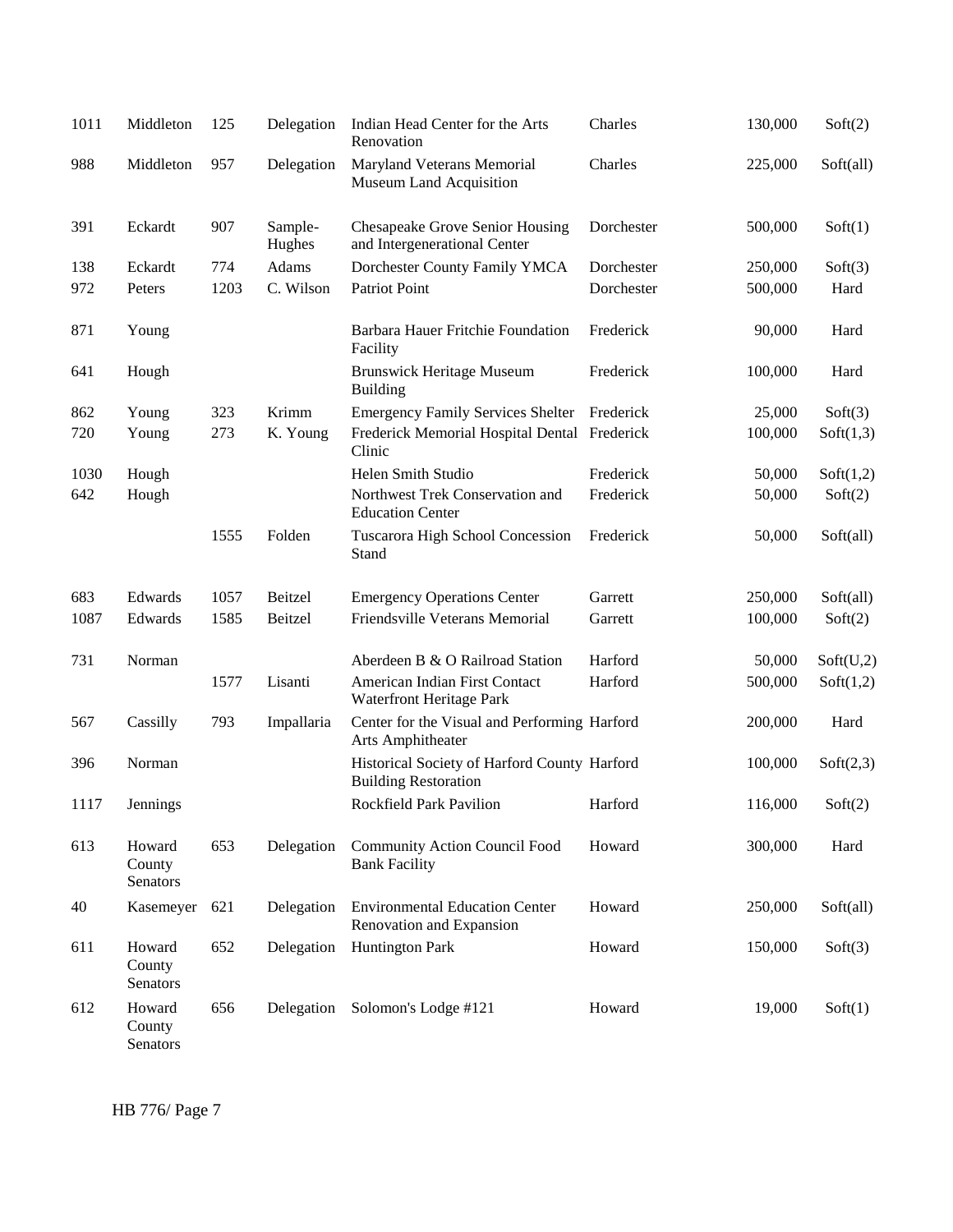| | | | | | | | |
|---|---|---|---|---|---|---|---|
| 1011 | Middleton | 125 | Delegation | Indian Head Center for the Arts Renovation | Charles | 130,000 | Soft(2) |
| 988 | Middleton | 957 | Delegation | Maryland Veterans Memorial Museum Land Acquisition | Charles | 225,000 | Soft(all) |
| 391 | Eckardt | 907 | Sample-Hughes | Chesapeake Grove Senior Housing and Intergenerational Center | Dorchester | 500,000 | Soft(1) |
| 138 | Eckardt | 774 | Adams | Dorchester County Family YMCA | Dorchester | 250,000 | Soft(3) |
| 972 | Peters | 1203 | C. Wilson | Patriot Point | Dorchester | 500,000 | Hard |
| 871 | Young | | | Barbara Hauer Fritchie Foundation Facility | Frederick | 90,000 | Hard |
| 641 | Hough | | | Brunswick Heritage Museum Building | Frederick | 100,000 | Hard |
| 862 | Young | 323 | Krimm | Emergency Family Services Shelter | Frederick | 25,000 | Soft(3) |
| 720 | Young | 273 | K. Young | Frederick Memorial Hospital Dental Clinic | Frederick | 100,000 | Soft(1,3) |
| 1030 | Hough | | | Helen Smith Studio | Frederick | 50,000 | Soft(1,2) |
| 642 | Hough | | | Northwest Trek Conservation and Education Center | Frederick | 50,000 | Soft(2) |
| | | 1555 | Folden | Tuscarora High School Concession Stand | Frederick | 50,000 | Soft(all) |
| 683 | Edwards | 1057 | Beitzel | Emergency Operations Center | Garrett | 250,000 | Soft(all) |
| 1087 | Edwards | 1585 | Beitzel | Friendsville Veterans Memorial | Garrett | 100,000 | Soft(2) |
| 731 | Norman | | | Aberdeen B & O Railroad Station | Harford | 50,000 | Soft(U,2) |
| | | 1577 | Lisanti | American Indian First Contact Waterfront Heritage Park | Harford | 500,000 | Soft(1,2) |
| 567 | Cassilly | 793 | Impallaria | Center for the Visual and Performing Arts Amphitheater | Harford | 200,000 | Hard |
| 396 | Norman | | | Historical Society of Harford County Building Restoration | Harford | 100,000 | Soft(2,3) |
| 1117 | Jennings | | | Rockfield Park Pavilion | Harford | 116,000 | Soft(2) |
| 613 | Howard County Senators | 653 | Delegation | Community Action Council Food Bank Facility | Howard | 300,000 | Hard |
| 40 | Kasemeyer | 621 | Delegation | Environmental Education Center Renovation and Expansion | Howard | 250,000 | Soft(all) |
| 611 | Howard County Senators | 652 | Delegation | Huntington Park | Howard | 150,000 | Soft(3) |
| 612 | Howard County Senators | 656 | Delegation | Solomon's Lodge #121 | Howard | 19,000 | Soft(1) |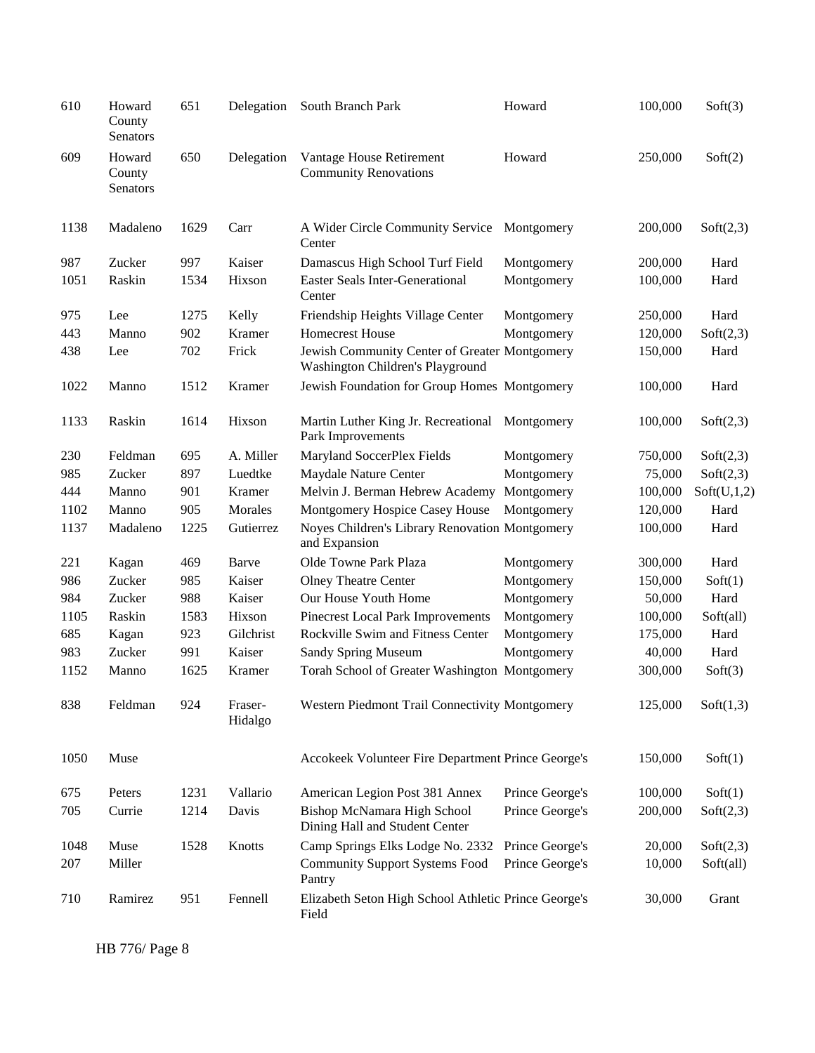| | | | | | | | |
|---|---|---|---|---|---|---|---|
| 610 | Howard County Senators | 651 | Delegation | South Branch Park | Howard | 100,000 | Soft(3) |
| 609 | Howard County Senators | 650 | Delegation | Vantage House Retirement Community Renovations | Howard | 250,000 | Soft(2) |
| 1138 | Madaleno | 1629 | Carr | A Wider Circle Community Service Center | Montgomery | 200,000 | Soft(2,3) |
| 987 | Zucker | 997 | Kaiser | Damascus High School Turf Field | Montgomery | 200,000 | Hard |
| 1051 | Raskin | 1534 | Hixson | Easter Seals Inter-Generational Center | Montgomery | 100,000 | Hard |
| 975 | Lee | 1275 | Kelly | Friendship Heights Village Center | Montgomery | 250,000 | Hard |
| 443 | Manno | 902 | Kramer | Homecrest House | Montgomery | 120,000 | Soft(2,3) |
| 438 | Lee | 702 | Frick | Jewish Community Center of Greater Washington Children's Playground | Montgomery | 150,000 | Hard |
| 1022 | Manno | 1512 | Kramer | Jewish Foundation for Group Homes | Montgomery | 100,000 | Hard |
| 1133 | Raskin | 1614 | Hixson | Martin Luther King Jr. Recreational Park Improvements | Montgomery | 100,000 | Soft(2,3) |
| 230 | Feldman | 695 | A. Miller | Maryland SoccerPlex Fields | Montgomery | 750,000 | Soft(2,3) |
| 985 | Zucker | 897 | Luedtke | Maydale Nature Center | Montgomery | 75,000 | Soft(2,3) |
| 444 | Manno | 901 | Kramer | Melvin J. Berman Hebrew Academy | Montgomery | 100,000 | Soft(U,1,2) |
| 1102 | Manno | 905 | Morales | Montgomery Hospice Casey House | Montgomery | 120,000 | Hard |
| 1137 | Madaleno | 1225 | Gutierrez | Noyes Children's Library Renovation and Expansion | Montgomery | 100,000 | Hard |
| 221 | Kagan | 469 | Barve | Olde Towne Park Plaza | Montgomery | 300,000 | Hard |
| 986 | Zucker | 985 | Kaiser | Olney Theatre Center | Montgomery | 150,000 | Soft(1) |
| 984 | Zucker | 988 | Kaiser | Our House Youth Home | Montgomery | 50,000 | Hard |
| 1105 | Raskin | 1583 | Hixson | Pinecrest Local Park Improvements | Montgomery | 100,000 | Soft(all) |
| 685 | Kagan | 923 | Gilchrist | Rockville Swim and Fitness Center | Montgomery | 175,000 | Hard |
| 983 | Zucker | 991 | Kaiser | Sandy Spring Museum | Montgomery | 40,000 | Hard |
| 1152 | Manno | 1625 | Kramer | Torah School of Greater Washington | Montgomery | 300,000 | Soft(3) |
| 838 | Feldman | 924 | Fraser-Hidalgo | Western Piedmont Trail Connectivity | Montgomery | 125,000 | Soft(1,3) |
| 1050 | Muse | | | Accokeek Volunteer Fire Department | Prince George's | 150,000 | Soft(1) |
| 675 | Peters | 1231 | Vallario | American Legion Post 381 Annex | Prince George's | 100,000 | Soft(1) |
| 705 | Currie | 1214 | Davis | Bishop McNamara High School Dining Hall and Student Center | Prince George's | 200,000 | Soft(2,3) |
| 1048 | Muse | 1528 | Knotts | Camp Springs Elks Lodge No. 2332 | Prince George's | 20,000 | Soft(2,3) |
| 207 | Miller | | | Community Support Systems Food Pantry | Prince George's | 10,000 | Soft(all) |
| 710 | Ramirez | 951 | Fennell | Elizabeth Seton High School Athletic Field | Prince George's | 30,000 | Grant |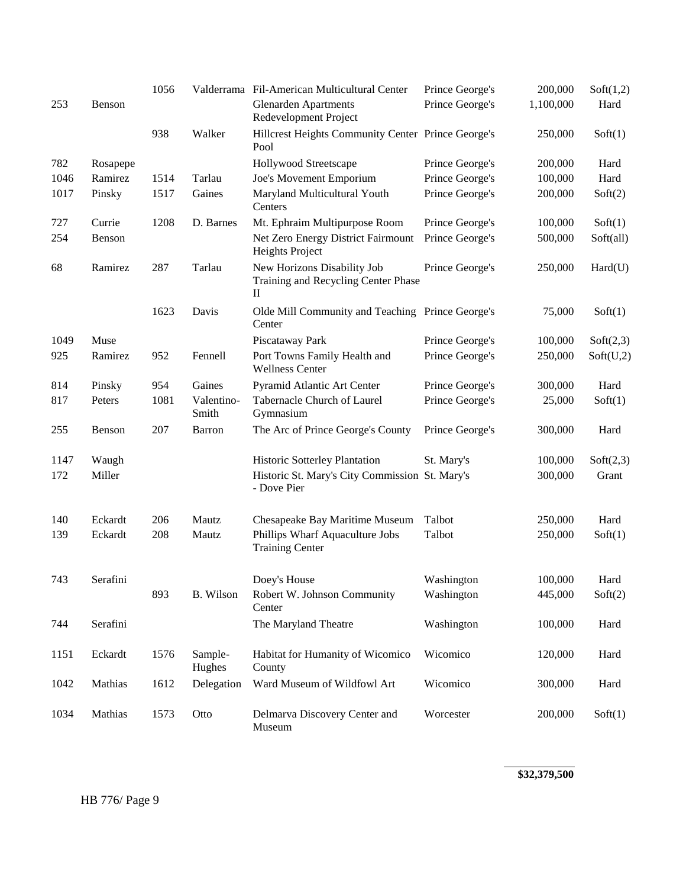| | | | | | | | |
|---|---|---|---|---|---|---|---|
| | | 1056 | Valderrama | Fil-American Multicultural Center | Prince George's | 200,000 | Soft(1,2) |
| 253 | Benson | | | Glenarden Apartments Redevelopment Project | Prince George's | 1,100,000 | Hard |
| | | 938 | Walker | Hillcrest Heights Community Center Pool | Prince George's | 250,000 | Soft(1) |
| 782 | Rosapepe | | | Hollywood Streetscape | Prince George's | 200,000 | Hard |
| 1046 | Ramirez | 1514 | Tarlau | Joe's Movement Emporium | Prince George's | 100,000 | Hard |
| 1017 | Pinsky | 1517 | Gaines | Maryland Multicultural Youth Centers | Prince George's | 200,000 | Soft(2) |
| 727 | Currie | 1208 | D. Barnes | Mt. Ephraim Multipurpose Room | Prince George's | 100,000 | Soft(1) |
| 254 | Benson | | | Net Zero Energy District Fairmount Heights Project | Prince George's | 500,000 | Soft(all) |
| 68 | Ramirez | 287 | Tarlau | New Horizons Disability Job Training and Recycling Center Phase II | Prince George's | 250,000 | Hard(U) |
| | | 1623 | Davis | Olde Mill Community and Teaching Center | Prince George's | 75,000 | Soft(1) |
| 1049 | Muse | | | Piscataway Park | Prince George's | 100,000 | Soft(2,3) |
| 925 | Ramirez | 952 | Fennell | Port Towns Family Health and Wellness Center | Prince George's | 250,000 | Soft(U,2) |
| 814 | Pinsky | 954 | Gaines | Pyramid Atlantic Art Center | Prince George's | 300,000 | Hard |
| 817 | Peters | 1081 | Valentino-Smith | Tabernacle Church of Laurel Gymnasium | Prince George's | 25,000 | Soft(1) |
| 255 | Benson | 207 | Barron | The Arc of Prince George's County | Prince George's | 300,000 | Hard |
| 1147 | Waugh | | | Historic Sotterley Plantation | St. Mary's | 100,000 | Soft(2,3) |
| 172 | Miller | | | Historic St. Mary's City Commission - Dove Pier | St. Mary's | 300,000 | Grant |
| 140 | Eckardt | 206 | Mautz | Chesapeake Bay Maritime Museum | Talbot | 250,000 | Hard |
| 139 | Eckardt | 208 | Mautz | Phillips Wharf Aquaculture Jobs Training Center | Talbot | 250,000 | Soft(1) |
| 743 | Serafini | | | Doey's House | Washington | 100,000 | Hard |
| | | 893 | B. Wilson | Robert W. Johnson Community Center | Washington | 445,000 | Soft(2) |
| 744 | Serafini | | | The Maryland Theatre | Washington | 100,000 | Hard |
| 1151 | Eckardt | 1576 | Sample-Hughes | Habitat for Humanity of Wicomico County | Wicomico | 120,000 | Hard |
| 1042 | Mathias | 1612 | Delegation | Ward Museum of Wildfowl Art | Wicomico | 300,000 | Hard |
| 1034 | Mathias | 1573 | Otto | Delmarva Discovery Center and Museum | Worcester | 200,000 | Soft(1) |
| | | | | | | **$32,379,500** | |

HB 776/ Page 9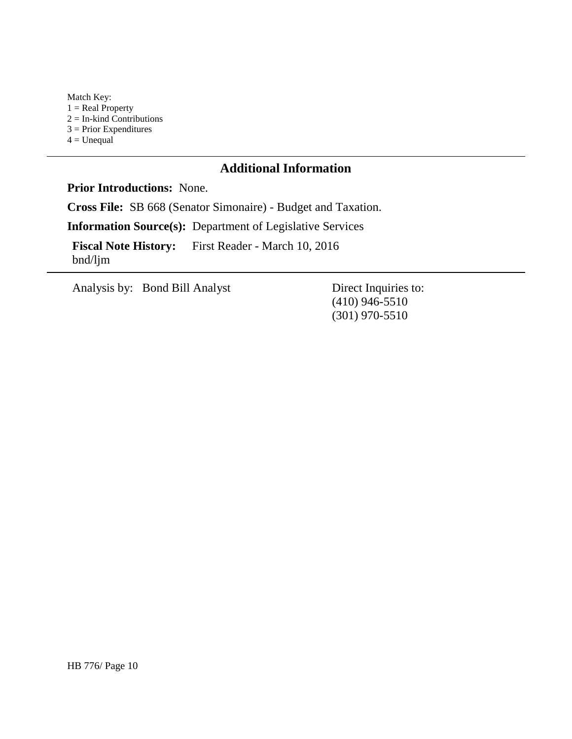Match Key:
1 = Real Property
2 = In-kind Contributions
3 = Prior Expenditures
4 = Unequal

## Additional Information

**Prior Introductions:** None.

**Cross File:** SB 668 (Senator Simonaire) - Budget and Taxation.

**Information Source(s):** Department of Legislative Services

**Fiscal Note History:** First Reader - March 10, 2016
bnd/ljm

Analysis by: Bond Bill Analyst

Direct Inquiries to:
(410) 946-5510
(301) 970-5510